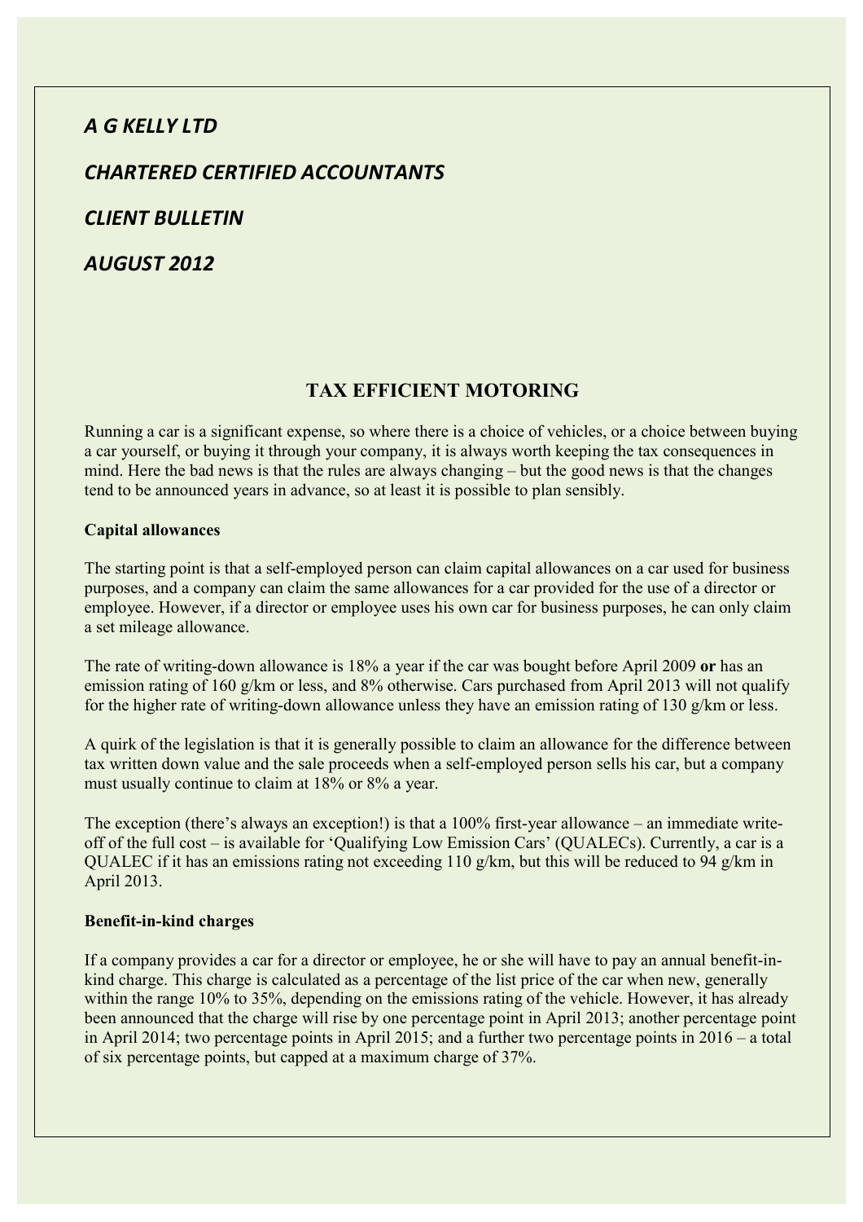*A G KELLY LTD*

*CHARTERED CERTIFIED ACCOUNTANTS*

*CLIENT BULLETIN*

*AUGUST 2012*

## TAX EFFICIENT MOTORING

Running a car is a significant expense, so where there is a choice of vehicles, or a choice between buying a car yourself, or buying it through your company, it is always worth keeping the tax consequences in mind. Here the bad news is that the rules are always changing – but the good news is that the changes tend to be announced years in advance, so at least it is possible to plan sensibly.

**Capital allowances**

The starting point is that a self-employed person can claim capital allowances on a car used for business purposes, and a company can claim the same allowances for a car provided for the use of a director or employee. However, if a director or employee uses his own car for business purposes, he can only claim a set mileage allowance.

The rate of writing-down allowance is 18% a year if the car was bought before April 2009 **or** has an emission rating of 160 g/km or less, and 8% otherwise. Cars purchased from April 2013 will not qualify for the higher rate of writing-down allowance unless they have an emission rating of 130 g/km or less.

A quirk of the legislation is that it is generally possible to claim an allowance for the difference between tax written down value and the sale proceeds when a self-employed person sells his car, but a company must usually continue to claim at 18% or 8% a year.

The exception (there's always an exception!) is that a 100% first-year allowance – an immediate write-off of the full cost – is available for 'Qualifying Low Emission Cars' (QUALECs). Currently, a car is a QUALEC if it has an emissions rating not exceeding 110 g/km, but this will be reduced to 94 g/km in April 2013.

**Benefit-in-kind charges**

If a company provides a car for a director or employee, he or she will have to pay an annual benefit-in-kind charge. This charge is calculated as a percentage of the list price of the car when new, generally within the range 10% to 35%, depending on the emissions rating of the vehicle. However, it has already been announced that the charge will rise by one percentage point in April 2013; another percentage point in April 2014; two percentage points in April 2015; and a further two percentage points in 2016 – a total of six percentage points, but capped at a maximum charge of 37%.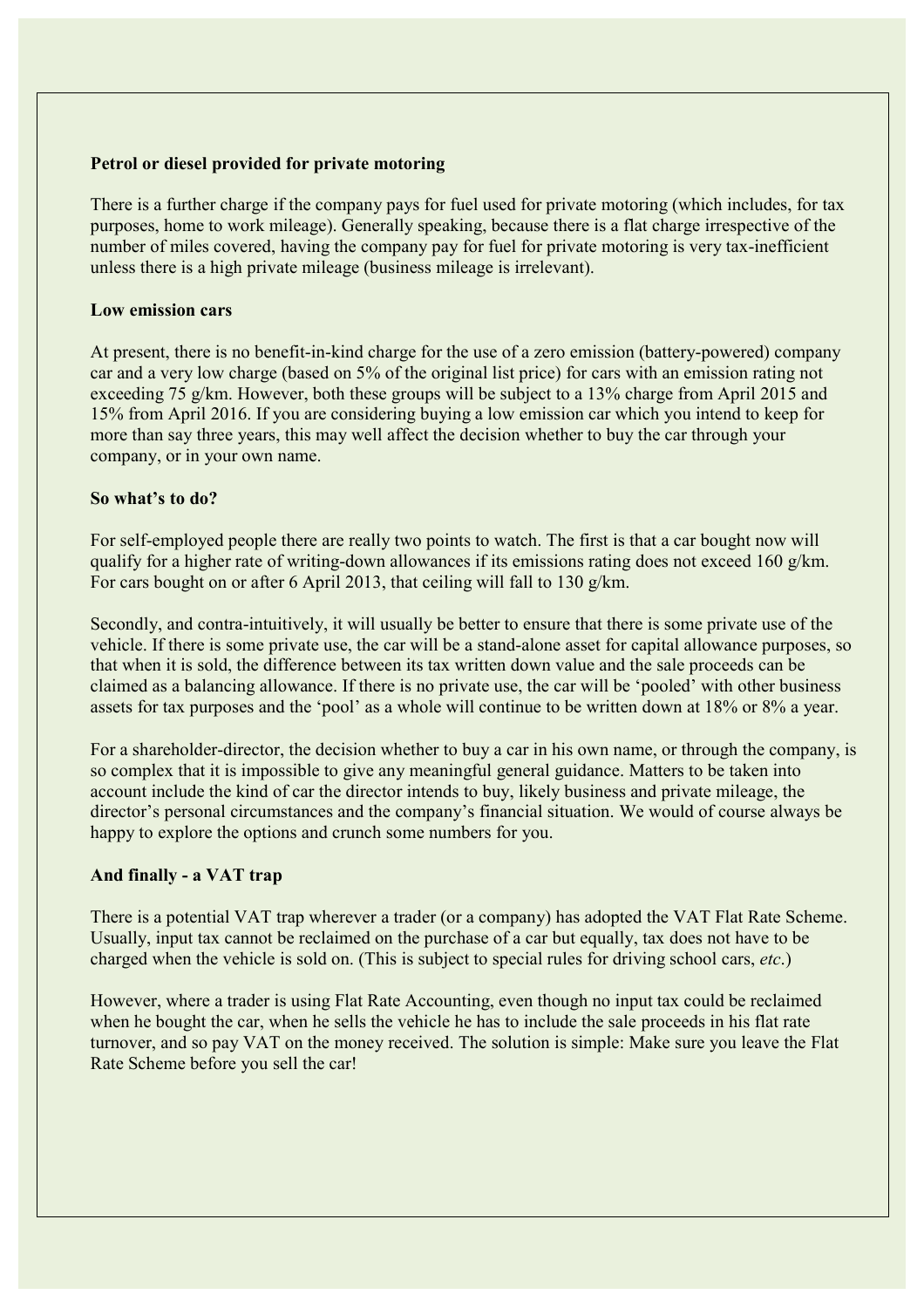**Petrol or diesel provided for private motoring**

There is a further charge if the company pays for fuel used for private motoring (which includes, for tax purposes, home to work mileage). Generally speaking, because there is a flat charge irrespective of the number of miles covered, having the company pay for fuel for private motoring is very tax-inefficient unless there is a high private mileage (business mileage is irrelevant).

**Low emission cars**

At present, there is no benefit-in-kind charge for the use of a zero emission (battery-powered) company car and a very low charge (based on 5% of the original list price) for cars with an emission rating not exceeding 75 g/km. However, both these groups will be subject to a 13% charge from April 2015 and 15% from April 2016. If you are considering buying a low emission car which you intend to keep for more than say three years, this may well affect the decision whether to buy the car through your company, or in your own name.

**So what's to do?**

For self-employed people there are really two points to watch. The first is that a car bought now will qualify for a higher rate of writing-down allowances if its emissions rating does not exceed 160 g/km. For cars bought on or after 6 April 2013, that ceiling will fall to 130 g/km.

Secondly, and contra-intuitively, it will usually be better to ensure that there is some private use of the vehicle. If there is some private use, the car will be a stand-alone asset for capital allowance purposes, so that when it is sold, the difference between its tax written down value and the sale proceeds can be claimed as a balancing allowance. If there is no private use, the car will be 'pooled' with other business assets for tax purposes and the 'pool' as a whole will continue to be written down at 18% or 8% a year.

For a shareholder-director, the decision whether to buy a car in his own name, or through the company, is so complex that it is impossible to give any meaningful general guidance. Matters to be taken into account include the kind of car the director intends to buy, likely business and private mileage, the director's personal circumstances and the company's financial situation. We would of course always be happy to explore the options and crunch some numbers for you.

**And finally - a VAT trap**

There is a potential VAT trap wherever a trader (or a company) has adopted the VAT Flat Rate Scheme. Usually, input tax cannot be reclaimed on the purchase of a car but equally, tax does not have to be charged when the vehicle is sold on. (This is subject to special rules for driving school cars, *etc*.)

However, where a trader is using Flat Rate Accounting, even though no input tax could be reclaimed when he bought the car, when he sells the vehicle he has to include the sale proceeds in his flat rate turnover, and so pay VAT on the money received. The solution is simple: Make sure you leave the Flat Rate Scheme before you sell the car!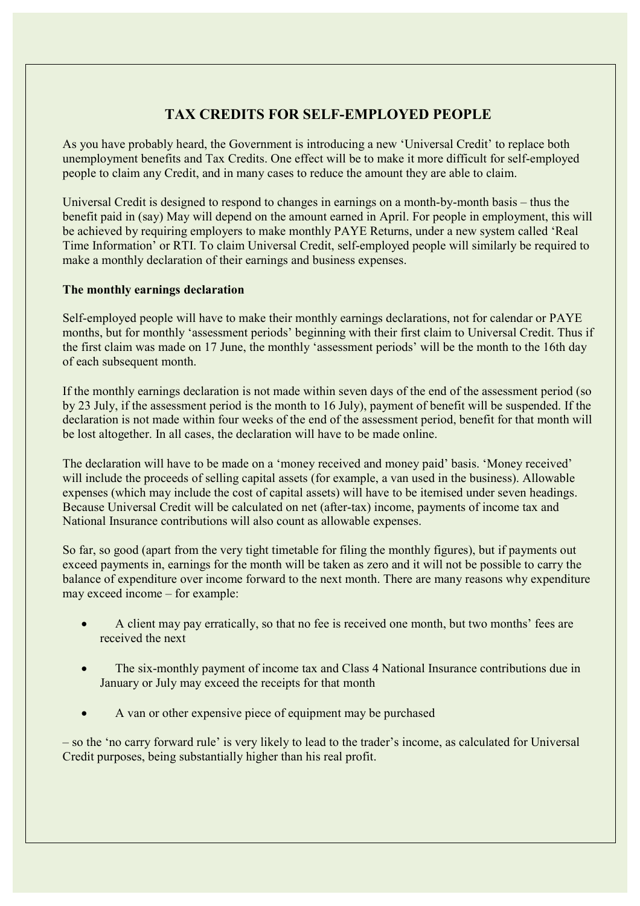## TAX CREDITS FOR SELF-EMPLOYED PEOPLE

As you have probably heard, the Government is introducing a new 'Universal Credit' to replace both unemployment benefits and Tax Credits. One effect will be to make it more difficult for self-employed people to claim any Credit, and in many cases to reduce the amount they are able to claim.

Universal Credit is designed to respond to changes in earnings on a month-by-month basis – thus the benefit paid in (say) May will depend on the amount earned in April. For people in employment, this will be achieved by requiring employers to make monthly PAYE Returns, under a new system called 'Real Time Information' or RTI. To claim Universal Credit, self-employed people will similarly be required to make a monthly declaration of their earnings and business expenses.

**The monthly earnings declaration**

Self-employed people will have to make their monthly earnings declarations, not for calendar or PAYE months, but for monthly 'assessment periods' beginning with their first claim to Universal Credit. Thus if the first claim was made on 17 June, the monthly 'assessment periods' will be the month to the 16th day of each subsequent month.

If the monthly earnings declaration is not made within seven days of the end of the assessment period (so by 23 July, if the assessment period is the month to 16 July), payment of benefit will be suspended. If the declaration is not made within four weeks of the end of the assessment period, benefit for that month will be lost altogether. In all cases, the declaration will have to be made online.

The declaration will have to be made on a 'money received and money paid' basis. 'Money received' will include the proceeds of selling capital assets (for example, a van used in the business). Allowable expenses (which may include the cost of capital assets) will have to be itemised under seven headings. Because Universal Credit will be calculated on net (after-tax) income, payments of income tax and National Insurance contributions will also count as allowable expenses.

So far, so good (apart from the very tight timetable for filing the monthly figures), but if payments out exceed payments in, earnings for the month will be taken as zero and it will not be possible to carry the balance of expenditure over income forward to the next month. There are many reasons why expenditure may exceed income – for example:

- A client may pay erratically, so that no fee is received one month, but two months' fees are received the next
- The six-monthly payment of income tax and Class 4 National Insurance contributions due in January or July may exceed the receipts for that month
- A van or other expensive piece of equipment may be purchased

– so the 'no carry forward rule' is very likely to lead to the trader's income, as calculated for Universal Credit purposes, being substantially higher than his real profit.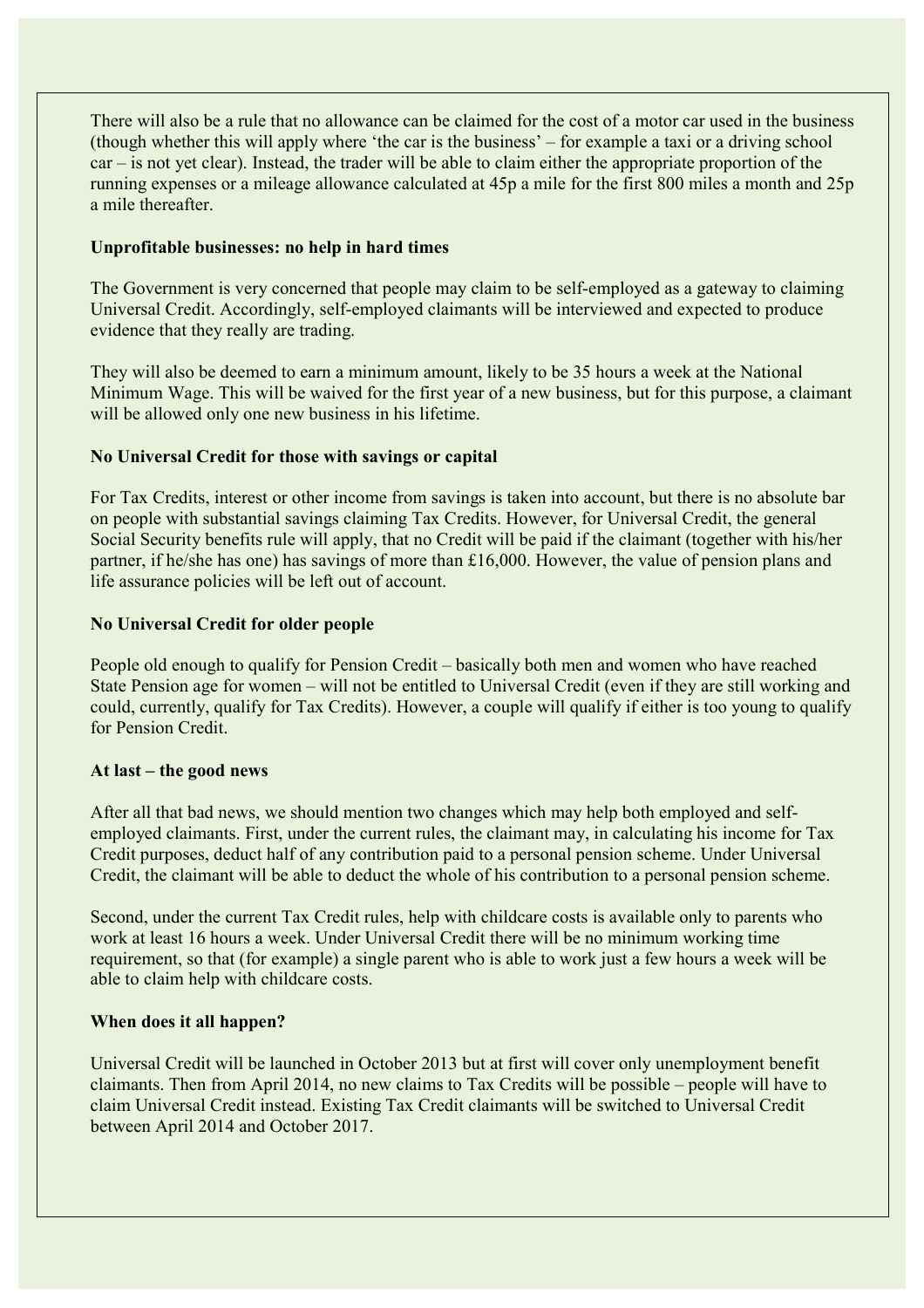There will also be a rule that no allowance can be claimed for the cost of a motor car used in the business (though whether this will apply where 'the car is the business' – for example a taxi or a driving school car – is not yet clear). Instead, the trader will be able to claim either the appropriate proportion of the running expenses or a mileage allowance calculated at 45p a mile for the first 800 miles a month and 25p a mile thereafter.

**Unprofitable businesses: no help in hard times**

The Government is very concerned that people may claim to be self-employed as a gateway to claiming Universal Credit. Accordingly, self-employed claimants will be interviewed and expected to produce evidence that they really are trading.

They will also be deemed to earn a minimum amount, likely to be 35 hours a week at the National Minimum Wage. This will be waived for the first year of a new business, but for this purpose, a claimant will be allowed only one new business in his lifetime.

**No Universal Credit for those with savings or capital**

For Tax Credits, interest or other income from savings is taken into account, but there is no absolute bar on people with substantial savings claiming Tax Credits. However, for Universal Credit, the general Social Security benefits rule will apply, that no Credit will be paid if the claimant (together with his/her partner, if he/she has one) has savings of more than £16,000. However, the value of pension plans and life assurance policies will be left out of account.

**No Universal Credit for older people**

People old enough to qualify for Pension Credit – basically both men and women who have reached State Pension age for women – will not be entitled to Universal Credit (even if they are still working and could, currently, qualify for Tax Credits). However, a couple will qualify if either is too young to qualify for Pension Credit.

**At last – the good news**

After all that bad news, we should mention two changes which may help both employed and self-employed claimants. First, under the current rules, the claimant may, in calculating his income for Tax Credit purposes, deduct half of any contribution paid to a personal pension scheme. Under Universal Credit, the claimant will be able to deduct the whole of his contribution to a personal pension scheme.

Second, under the current Tax Credit rules, help with childcare costs is available only to parents who work at least 16 hours a week. Under Universal Credit there will be no minimum working time requirement, so that (for example) a single parent who is able to work just a few hours a week will be able to claim help with childcare costs.

**When does it all happen?**

Universal Credit will be launched in October 2013 but at first will cover only unemployment benefit claimants. Then from April 2014, no new claims to Tax Credits will be possible – people will have to claim Universal Credit instead. Existing Tax Credit claimants will be switched to Universal Credit between April 2014 and October 2017.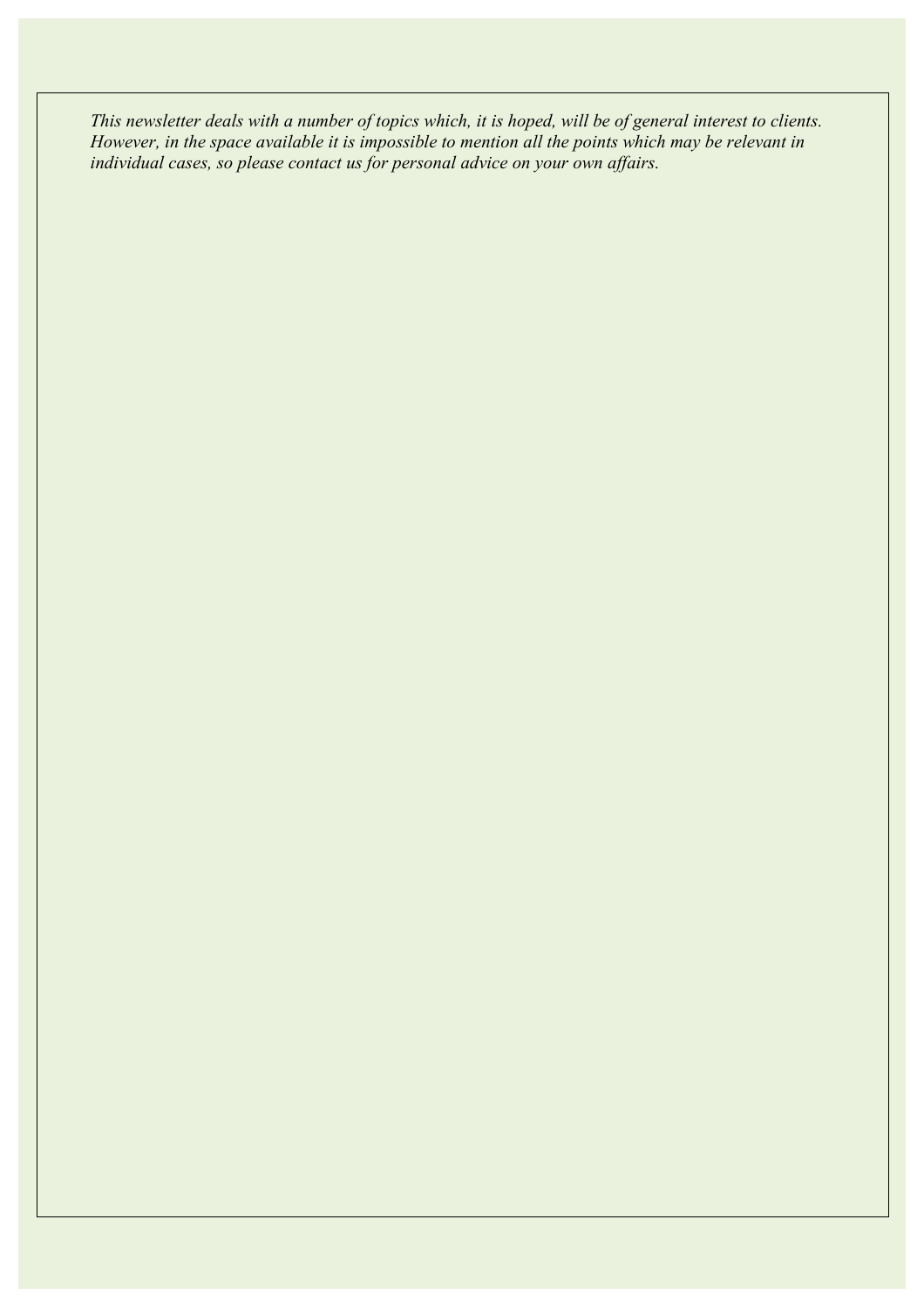*This newsletter deals with a number of topics which, it is hoped, will be of general interest to clients. However, in the space available it is impossible to mention all the points which may be relevant in individual cases, so please contact us for personal advice on your own affairs.*